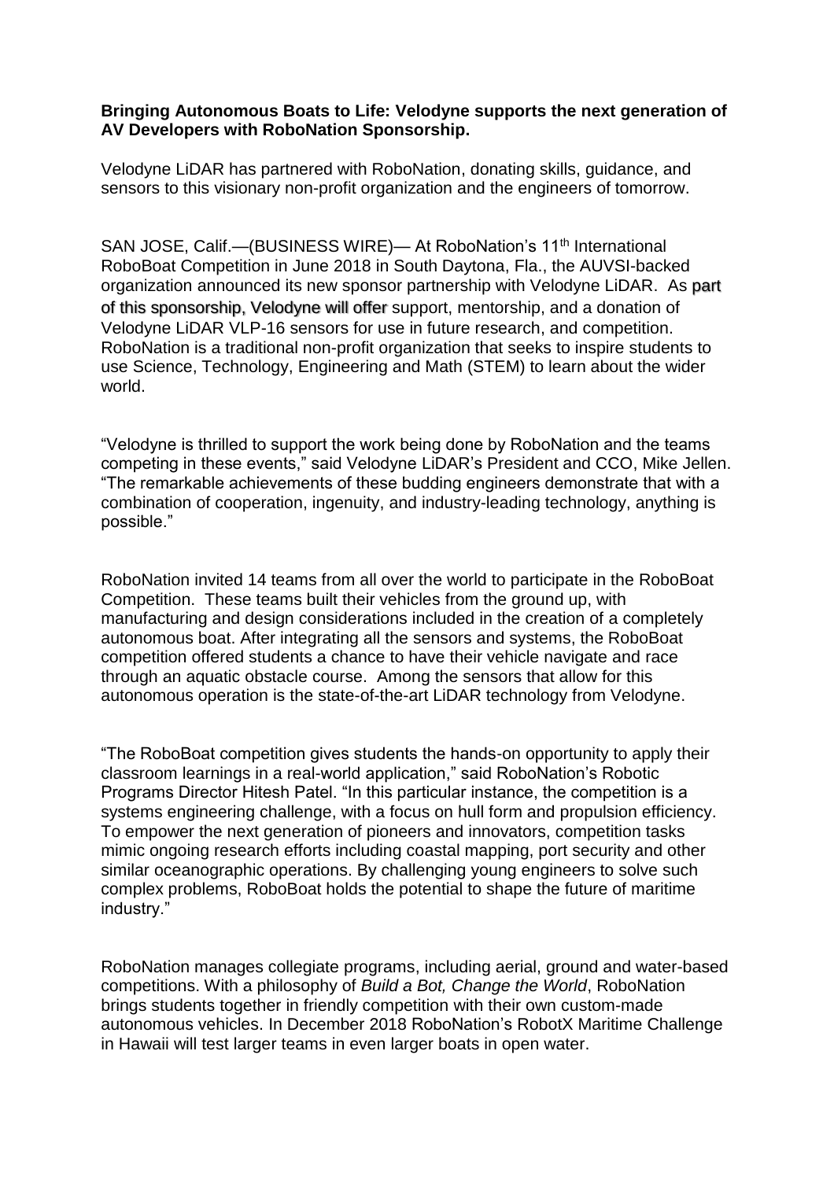**Bringing Autonomous Boats to Life: Velodyne supports the next generation of AV Developers with RoboNation Sponsorship.**

Velodyne LiDAR has partnered with RoboNation, donating skills, guidance, and sensors to this visionary non-profit organization and the engineers of tomorrow.

SAN JOSE, Calif.—(BUSINESS WIRE)— At RoboNation's 11th International RoboBoat Competition in June 2018 in South Daytona, Fla., the AUVSI-backed organization announced its new sponsor partnership with Velodyne LiDAR. As part of this sponsorship, Velodyne will offer support, mentorship, and a donation of Velodyne LiDAR VLP-16 sensors for use in future research, and competition. RoboNation is a traditional non-profit organization that seeks to inspire students to use Science, Technology, Engineering and Math (STEM) to learn about the wider world.

"Velodyne is thrilled to support the work being done by RoboNation and the teams competing in these events," said Velodyne LiDAR's President and CCO, Mike Jellen. "The remarkable achievements of these budding engineers demonstrate that with a combination of cooperation, ingenuity, and industry-leading technology, anything is possible."

RoboNation invited 14 teams from all over the world to participate in the RoboBoat Competition. These teams built their vehicles from the ground up, with manufacturing and design considerations included in the creation of a completely autonomous boat. After integrating all the sensors and systems, the RoboBoat competition offered students a chance to have their vehicle navigate and race through an aquatic obstacle course. Among the sensors that allow for this autonomous operation is the state-of-the-art LiDAR technology from Velodyne.

"The RoboBoat competition gives students the hands-on opportunity to apply their classroom learnings in a real-world application," said RoboNation's Robotic Programs Director Hitesh Patel. "In this particular instance, the competition is a systems engineering challenge, with a focus on hull form and propulsion efficiency. To empower the next generation of pioneers and innovators, competition tasks mimic ongoing research efforts including coastal mapping, port security and other similar oceanographic operations. By challenging young engineers to solve such complex problems, RoboBoat holds the potential to shape the future of maritime industry."

RoboNation manages collegiate programs, including aerial, ground and water-based competitions. With a philosophy of *Build a Bot, Change the World*, RoboNation brings students together in friendly competition with their own custom-made autonomous vehicles. In December 2018 RoboNation's RobotX Maritime Challenge in Hawaii will test larger teams in even larger boats in open water.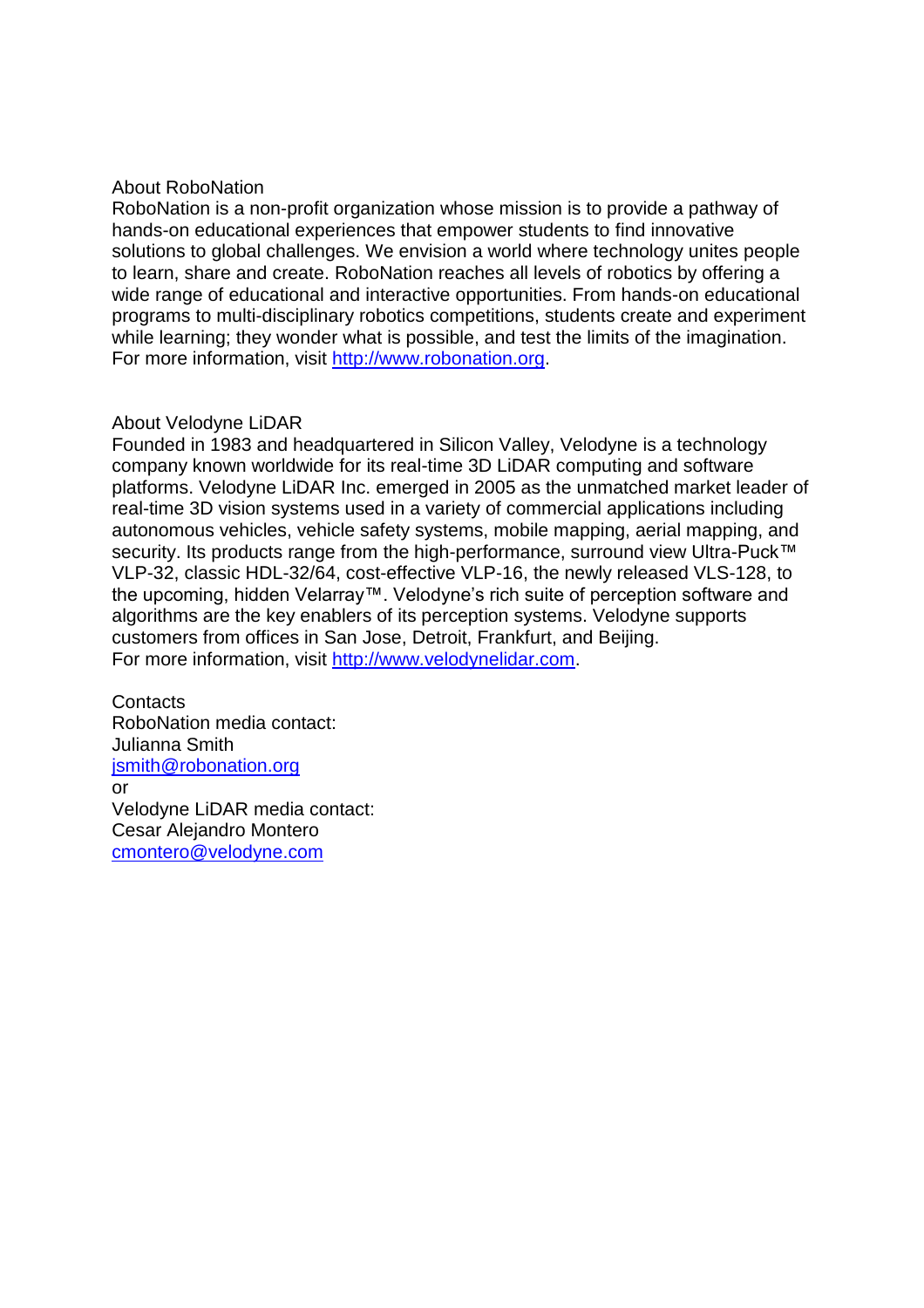## About RoboNation

RoboNation is a non-profit organization whose mission is to provide a pathway of hands-on educational experiences that empower students to find innovative solutions to global challenges. We envision a world where technology unites people to learn, share and create. RoboNation reaches all levels of robotics by offering a wide range of educational and interactive opportunities. From hands-on educational programs to multi-disciplinary robotics competitions, students create and experiment while learning; they wonder what is possible, and test the limits of the imagination.
For more information, visit [http://www.robonation.org](http://www.robonation.org).

## About Velodyne LiDAR

Founded in 1983 and headquartered in Silicon Valley, Velodyne is a technology company known worldwide for its real-time 3D LiDAR computing and software platforms. Velodyne LiDAR Inc. emerged in 2005 as the unmatched market leader of real-time 3D vision systems used in a variety of commercial applications including autonomous vehicles, vehicle safety systems, mobile mapping, aerial mapping, and security. Its products range from the high-performance, surround view Ultra-Puck™ VLP-32, classic HDL-32/64, cost-effective VLP-16, the newly released VLS-128, to the upcoming, hidden Velarray™. Velodyne's rich suite of perception software and algorithms are the key enablers of its perception systems. Velodyne supports customers from offices in San Jose, Detroit, Frankfurt, and Beijing.
For more information, visit [http://www.velodynelidar.com](http://www.velodynelidar.com).

## Contacts

RoboNation media contact:
Julianna Smith
[jsmith@robonation.org](mailto:jsmith@robonation.org)
or
Velodyne LiDAR media contact:
Cesar Alejandro Montero
[cmontero@velodyne.com](mailto:cmontero@velodyne.com)